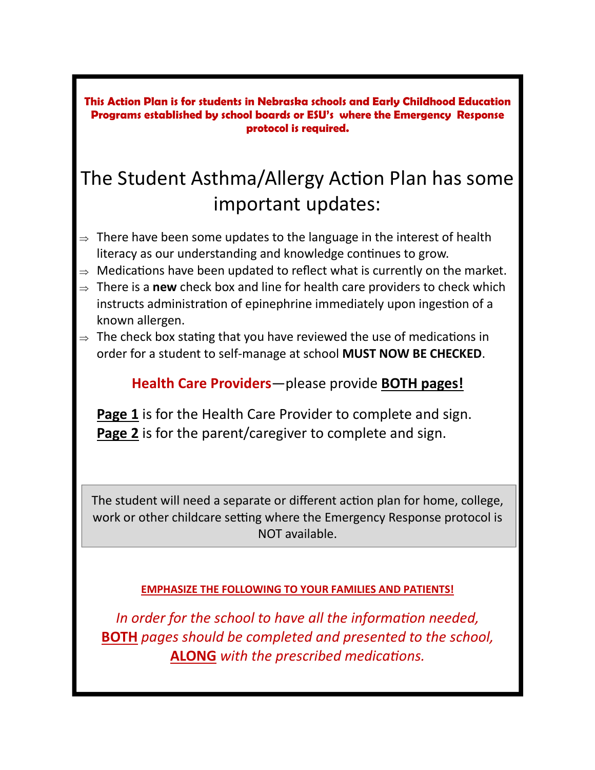**This Action Plan is for students in Nebraska schools and Early Childhood Education Programs established by school boards or ESU's where the Emergency Response protocol is required.**

# The Student Asthma/Allergy Action Plan has some important updates:

- ⇒ There have been some updates to the language in the interest of health literacy as our understanding and knowledge continues to grow.
- ⇒ Medications have been updated to reflect what is currently on the market.
- ⇒ There is a **new** check box and line for health care providers to check which instructs administration of epinephrine immediately upon ingestion of a known allergen.
- ⇒ The check box stating that you have reviewed the use of medications in order for a student to self-manage at school **MUST NOW BE CHECKED**.

**Health Care Providers**—please provide **BOTH pages!**

**Page 1** is for the Health Care Provider to complete and sign.
**Page 2** is for the parent/caregiver to complete and sign.

The student will need a separate or different action plan for home, college, work or other childcare setting where the Emergency Response protocol is NOT available.

**EMPHASIZE THE FOLLOWING TO YOUR FAMILIES AND PATIENTS!**

*In order for the school to have all the information needed, **BOTH** pages should be completed and presented to the school, **ALONG** with the prescribed medications.*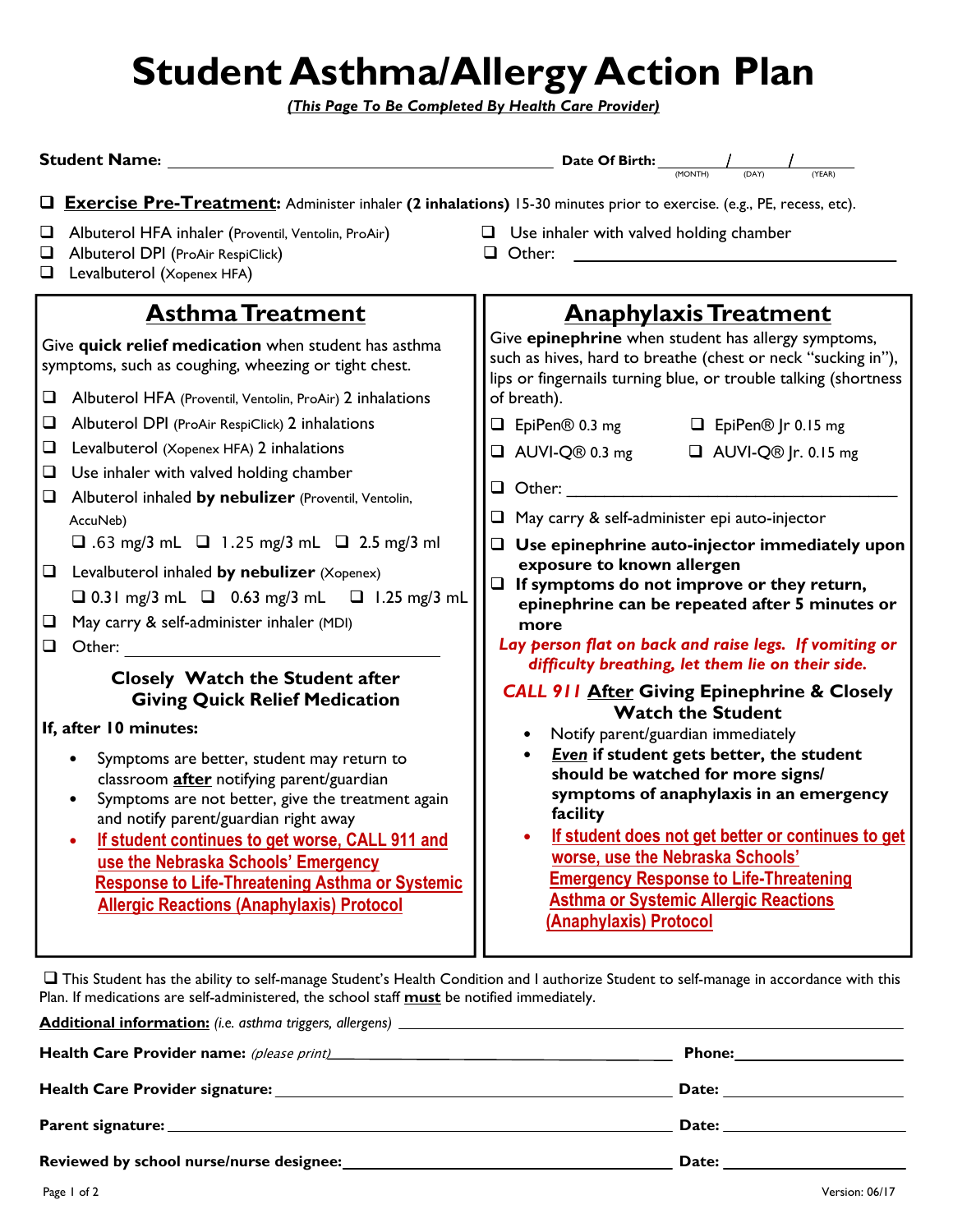# Student Asthma/Allergy Action Plan

***(This Page To Be Completed By Health Care Provider)***

**Student Name:** ______________________________ **Date Of Birth:** ______/______/______ (MONTH) (DAY) (YEAR)

❑ **Exercise Pre-Treatment:** Administer inhaler **(2 inhalations)** 15-30 minutes prior to exercise. (e.g., PE, recess, etc).

❑ Albuterol HFA inhaler (Proventil, Ventolin, ProAir)
❑ Albuterol DPI (ProAir RespiClick)
❑ Levalbuterol (Xopenex HFA)
❑ Use inhaler with valved holding chamber
❑ Other: ______________________________

## Asthma Treatment

Give **quick relief medication** when student has asthma symptoms, such as coughing, wheezing or tight chest.

❑ Albuterol HFA (Proventil, Ventolin, ProAir) 2 inhalations
❑ Albuterol DPI (ProAir RespiClick) 2 inhalations
❑ Levalbuterol (Xopenex HFA) 2 inhalations
❑ Use inhaler with valved holding chamber
❑ Albuterol inhaled **by nebulizer** (Proventil, Ventolin, AccuNeb)
  ❑ .63 mg/3 mL ❑ 1.25 mg/3 mL ❑ 2.5 mg/3 ml
❑ Levalbuterol inhaled **by nebulizer** (Xopenex)
  ❑ 0.31 mg/3 mL ❑ 0.63 mg/3 mL ❑ 1.25 mg/3 mL
❑ May carry & self-administer inhaler (MDI)
❑ Other: ______________________________

**Closely Watch the Student after Giving Quick Relief Medication**

**If, after 10 minutes:**

- Symptoms are better, student may return to classroom **after** notifying parent/guardian
- Symptoms are not better, give the treatment again and notify parent/guardian right away
- **If student continues to get worse, CALL 911 and use the Nebraska Schools' Emergency Response to Life-Threatening Asthma or Systemic Allergic Reactions (Anaphylaxis) Protocol**

## Anaphylaxis Treatment

Give **epinephrine** when student has allergy symptoms, such as hives, hard to breathe (chest or neck "sucking in"), lips or fingernails turning blue, or trouble talking (shortness of breath).

❑ EpiPen® 0.3 mg ❑ EpiPen® Jr 0.15 mg
❑ AUVI-Q® 0.3 mg ❑ AUVI-Q® Jr. 0.15 mg
❑ Other: ______________________________
❑ May carry & self-administer epi auto-injector
❑ **Use epinephrine auto-injector immediately upon exposure to known allergen**
❑ **If symptoms do not improve or they return, epinephrine can be repeated after 5 minutes or more**

***Lay person flat on back and raise legs. If vomiting or difficulty breathing, let them lie on their side.***

**CALL 911 After Giving Epinephrine & Closely Watch the Student**

- Notify parent/guardian immediately
- ***Even*** **if student gets better, the student should be watched for more signs/ symptoms of anaphylaxis in an emergency facility**
- **If student does not get better or continues to get worse, use the Nebraska Schools' Emergency Response to Life-Threatening Asthma or Systemic Allergic Reactions (Anaphylaxis) Protocol**

❑ This Student has the ability to self-manage Student's Health Condition and I authorize Student to self-manage in accordance with this Plan. If medications are self-administered, the school staff **must** be notified immediately.

**Additional information:** *(i.e. asthma triggers, allergens)* ______________________________

**Health Care Provider name:** *(please print)* ______________________________ **Phone:** ______________

**Health Care Provider signature:** ______________________________ **Date:** ______________

**Parent signature:** ______________________________ **Date:** ______________

**Reviewed by school nurse/nurse designee:** ______________________________ **Date:** ______________

Version: 06/17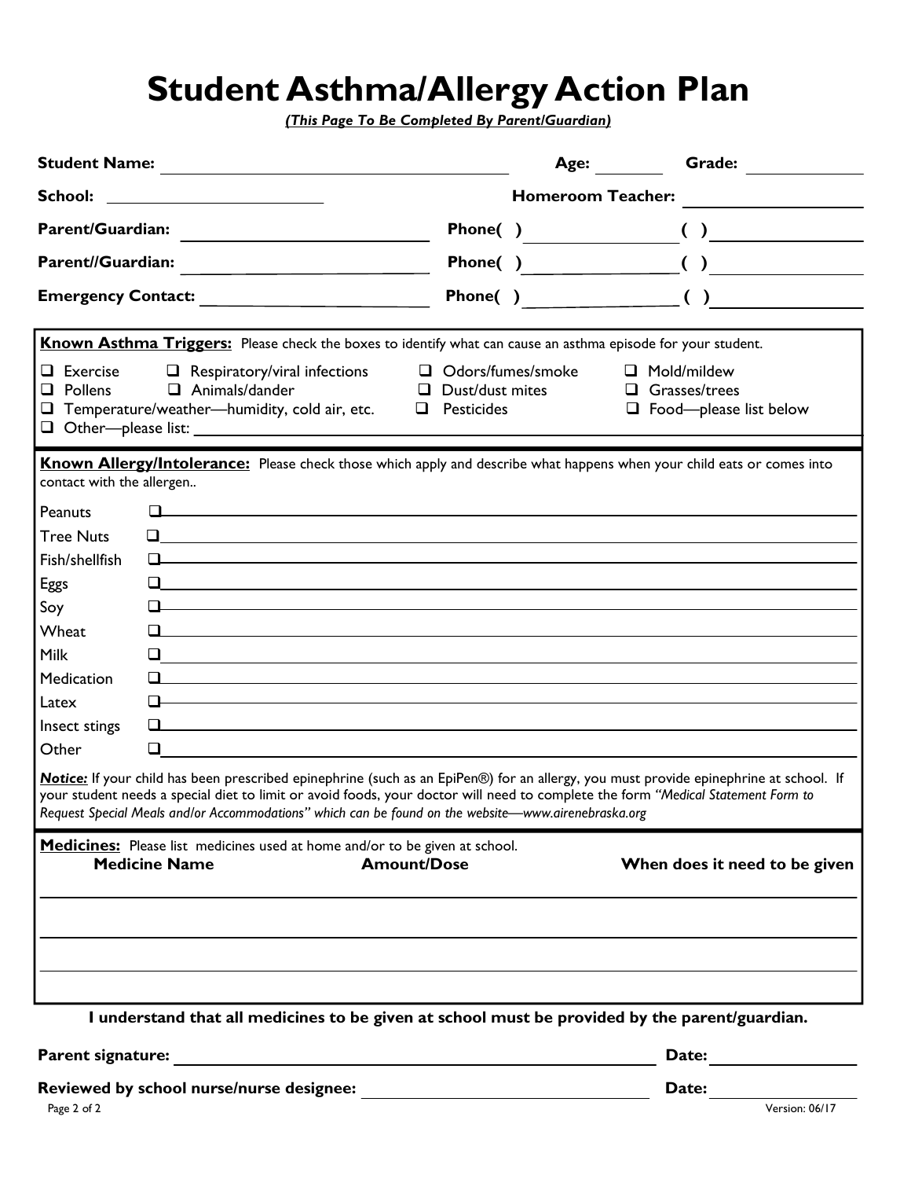# Student Asthma/Allergy Action Plan

***(This Page To Be Completed By Parent/Guardian)***

**Student Name:** ______________________ **Age:** ______ **Grade:** ________

**School:** ______________________ **Homeroom Teacher:** ______________________

**Parent/Guardian:** ______________________ **Phone( )** ______________ **( )** ______________

**Parent//Guardian:** ______________________ **Phone( )** ______________ **( )** ______________

**Emergency Contact:** ______________________ **Phone( )** ______________ **( )** ______________

**Known Asthma Triggers:** Please check the boxes to identify what can cause an asthma episode for your student.

- ❑ Exercise
- ❑ Respiratory/viral infections
- ❑ Odors/fumes/smoke
- ❑ Mold/mildew
- ❑ Pollens
- ❑ Animals/dander
- ❑ Dust/dust mites
- ❑ Grasses/trees
- ❑ Temperature/weather—humidity, cold air, etc.
- ❑ Pesticides
- ❑ Food—please list below
- ❑ Other—please list: ______________________

**Known Allergy/Intolerance:** Please check those which apply and describe what happens when your child eats or comes into contact with the allergen..

| | |
|---|---|
| Peanuts | ❑ |
| Tree Nuts | ❑ |
| Fish/shellfish | ❑ |
| Eggs | ❑ |
| Soy | ❑ |
| Wheat | ❑ |
| Milk | ❑ |
| Medication | ❑ |
| Latex | ❑ |
| Insect stings | ❑ |
| Other | ❑ |

***Notice:*** If your child has been prescribed epinephrine (such as an EpiPen®) for an allergy, you must provide epinephrine at school. If your student needs a special diet to limit or avoid foods, your doctor will need to complete the form *"Medical Statement Form to Request Special Meals and/or Accommodations" which can be found on the website—www.airenebraska.org*

**Medicines:** Please list medicines used at home and/or to be given at school.

| Medicine Name | Amount/Dose | When does it need to be given |
|---|---|---|
| | | |
| | | |
| | | |

**I understand that all medicines to be given at school must be provided by the parent/guardian.**

**Parent signature:** ______________________ **Date:** ____________

**Reviewed by school nurse/nurse designee:** ______________________ **Date:** ____________

Version: 06/17